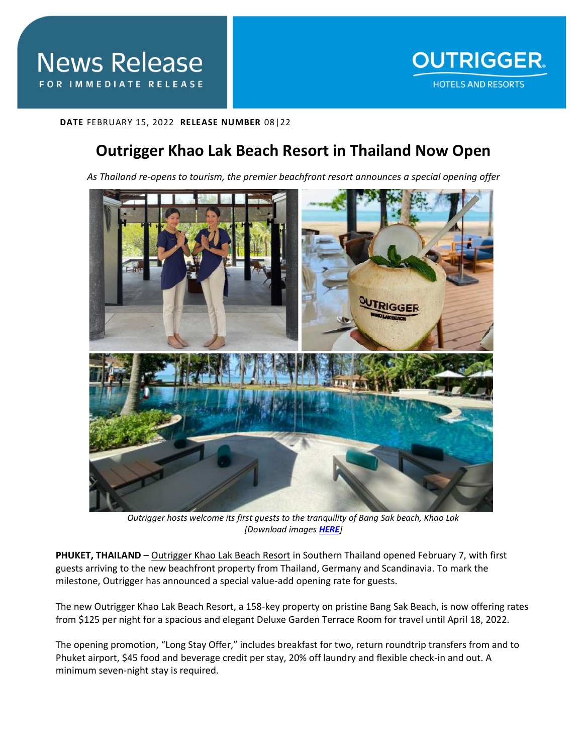News Release
FOR IMMEDIATE RELEASE

OUTRIGGER HOTELS AND RESORTS

**DATE** FEBRUARY 15, 2022 **RELEASE NUMBER** 08|22

# Outrigger Khao Lak Beach Resort in Thailand Now Open

*As Thailand re-opens to tourism, the premier beachfront resort announces a special opening offer*

*Outrigger hosts welcome its first guests to the tranquility of Bang Sak beach, Khao Lak*
*[Download images **HERE**]*

**PHUKET, THAILAND** – Outrigger Khao Lak Beach Resort in Southern Thailand opened February 7, with first guests arriving to the new beachfront property from Thailand, Germany and Scandinavia. To mark the milestone, Outrigger has announced a special value-add opening rate for guests.

The new Outrigger Khao Lak Beach Resort, a 158-key property on pristine Bang Sak Beach, is now offering rates from $125 per night for a spacious and elegant Deluxe Garden Terrace Room for travel until April 18, 2022.

The opening promotion, "Long Stay Offer," includes breakfast for two, return roundtrip transfers from and to Phuket airport, $45 food and beverage credit per stay, 20% off laundry and flexible check-in and out. A minimum seven-night stay is required.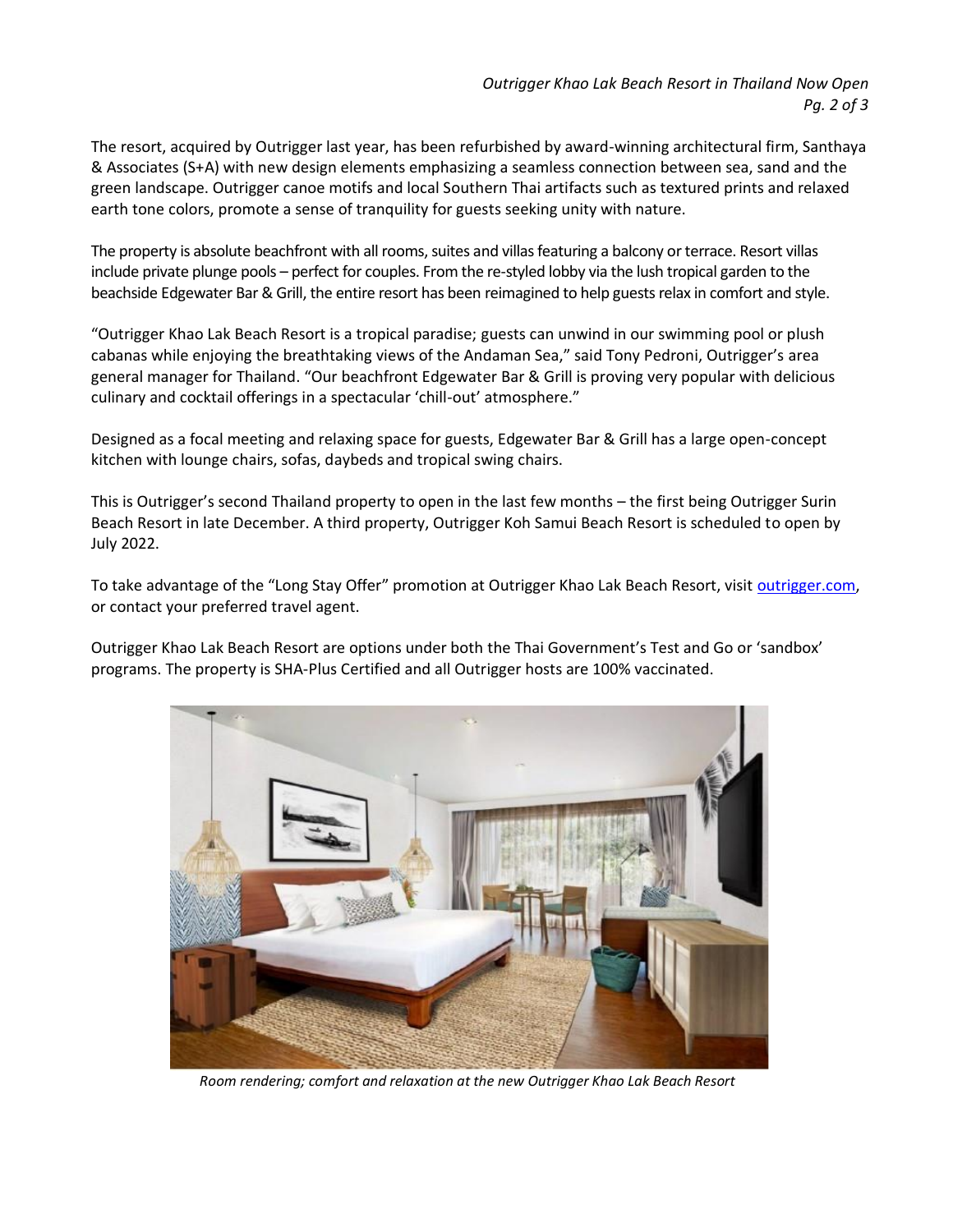The resort, acquired by Outrigger last year, has been refurbished by award-winning architectural firm, Santhaya & Associates (S+A) with new design elements emphasizing a seamless connection between sea, sand and the green landscape. Outrigger canoe motifs and local Southern Thai artifacts such as textured prints and relaxed earth tone colors, promote a sense of tranquility for guests seeking unity with nature.

The property is absolute beachfront with all rooms, suites and villas featuring a balcony or terrace. Resort villas include private plunge pools – perfect for couples. From the re-styled lobby via the lush tropical garden to the beachside Edgewater Bar & Grill, the entire resort has been reimagined to help guests relax in comfort and style.

"Outrigger Khao Lak Beach Resort is a tropical paradise; guests can unwind in our swimming pool or plush cabanas while enjoying the breathtaking views of the Andaman Sea," said Tony Pedroni, Outrigger's area general manager for Thailand. "Our beachfront Edgewater Bar & Grill is proving very popular with delicious culinary and cocktail offerings in a spectacular 'chill-out' atmosphere."

Designed as a focal meeting and relaxing space for guests, Edgewater Bar & Grill has a large open-concept kitchen with lounge chairs, sofas, daybeds and tropical swing chairs.

This is Outrigger's second Thailand property to open in the last few months – the first being Outrigger Surin Beach Resort in late December. A third property, Outrigger Koh Samui Beach Resort is scheduled to open by July 2022.

To take advantage of the "Long Stay Offer" promotion at Outrigger Khao Lak Beach Resort, visit [outrigger.com](outrigger.com), or contact your preferred travel agent.

Outrigger Khao Lak Beach Resort are options under both the Thai Government's Test and Go or 'sandbox' programs. The property is SHA-Plus Certified and all Outrigger hosts are 100% vaccinated.

*Room rendering; comfort and relaxation at the new Outrigger Khao Lak Beach Resort*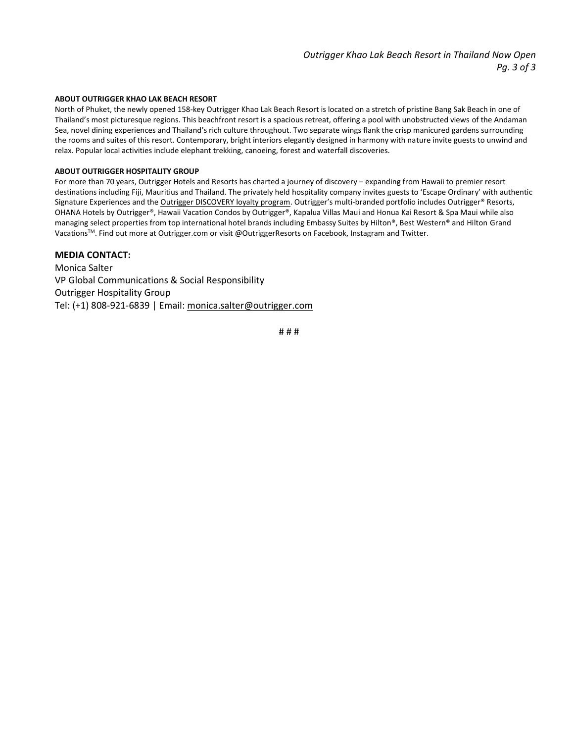**ABOUT OUTRIGGER KHAO LAK BEACH RESORT**

North of Phuket, the newly opened 158-key Outrigger Khao Lak Beach Resort is located on a stretch of pristine Bang Sak Beach in one of Thailand's most picturesque regions. This beachfront resort is a spacious retreat, offering a pool with unobstructed views of the Andaman Sea, novel dining experiences and Thailand's rich culture throughout. Two separate wings flank the crisp manicured gardens surrounding the rooms and suites of this resort. Contemporary, bright interiors elegantly designed in harmony with nature invite guests to unwind and relax. Popular local activities include elephant trekking, canoeing, forest and waterfall discoveries.

**ABOUT OUTRIGGER HOSPITALITY GROUP**

For more than 70 years, Outrigger Hotels and Resorts has charted a journey of discovery – expanding from Hawaii to premier resort destinations including Fiji, Mauritius and Thailand. The privately held hospitality company invites guests to 'Escape Ordinary' with authentic Signature Experiences and the Outrigger DISCOVERY loyalty program. Outrigger's multi-branded portfolio includes Outrigger® Resorts, OHANA Hotels by Outrigger®, Hawaii Vacation Condos by Outrigger®, Kapalua Villas Maui and Honua Kai Resort & Spa Maui while also managing select properties from top international hotel brands including Embassy Suites by Hilton®, Best Western® and Hilton Grand Vacations™. Find out more at Outrigger.com or visit @OutriggerResorts on Facebook, Instagram and Twitter.

**MEDIA CONTACT:**

Monica Salter
VP Global Communications & Social Responsibility
Outrigger Hospitality Group
Tel: (+1) 808-921-6839 | Email: monica.salter@outrigger.com

# # #